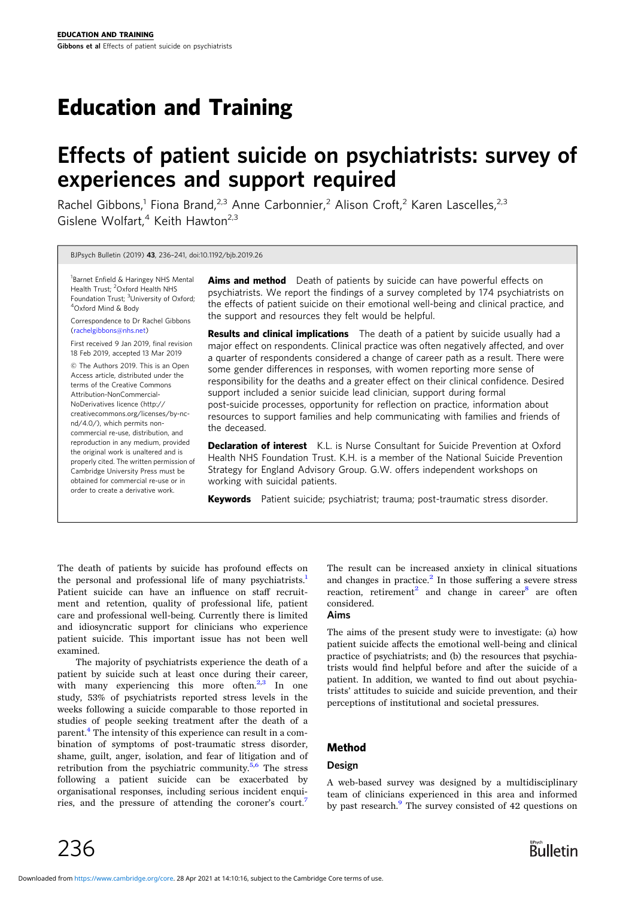# Education and Training

# Effects of patient suicide on psychiatrists: survey of experiences and support required

Rachel Gibbons,[1] Fiona Brand,[2,3] Anne Carbonnier,[2] Alison Croft,[2] Karen Lascelles,[2,3] Gislene Wolfart,[4] Keith Hawton[2,3]

BJPsych Bulletin (2019) **43**, 236–241, doi:10.1192/bjb.2019.26

[1]Barnet Enfield & Haringey NHS Mental Health Trust; [2]Oxford Health NHS Foundation Trust; [3]University of Oxford; [4]Oxford Mind & Body

Correspondence to Dr Rachel Gibbons (rachelgibbons@nhs.net)

First received 9 Jan 2019, final revision 18 Feb 2019, accepted 13 Mar 2019

© The Authors 2019. This is an Open Access article, distributed under the terms of the Creative Commons Attribution-NonCommercial-NoDerivatives licence (http://creativecommons.org/licenses/by-nc-nd/4.0/), which permits non-commercial re-use, distribution, and reproduction in any medium, provided the original work is unaltered and is properly cited. The written permission of Cambridge University Press must be obtained for commercial re-use or in order to create a derivative work.

**Aims and method** Death of patients by suicide can have powerful effects on psychiatrists. We report the findings of a survey completed by 174 psychiatrists on the effects of patient suicide on their emotional well-being and clinical practice, and the support and resources they felt would be helpful.

**Results and clinical implications** The death of a patient by suicide usually had a major effect on respondents. Clinical practice was often negatively affected, and over a quarter of respondents considered a change of career path as a result. There were some gender differences in responses, with women reporting more sense of responsibility for the deaths and a greater effect on their clinical confidence. Desired support included a senior suicide lead clinician, support during formal post-suicide processes, opportunity for reflection on practice, information about resources to support families and help communicating with families and friends of the deceased.

**Declaration of interest** K.L. is Nurse Consultant for Suicide Prevention at Oxford Health NHS Foundation Trust. K.H. is a member of the National Suicide Prevention Strategy for England Advisory Group. G.W. offers independent workshops on working with suicidal patients.

**Keywords** Patient suicide; psychiatrist; trauma; post-traumatic stress disorder.

The death of patients by suicide has profound effects on the personal and professional life of many psychiatrists.[1] Patient suicide can have an influence on staff recruitment and retention, quality of professional life, patient care and professional well-being. Currently there is limited and idiosyncratic support for clinicians who experience patient suicide. This important issue has not been well examined.

The majority of psychiatrists experience the death of a patient by suicide such at least once during their career, with many experiencing this more often.[2,3] In one study, 53% of psychiatrists reported stress levels in the weeks following a suicide comparable to those reported in studies of people seeking treatment after the death of a parent.[4] The intensity of this experience can result in a combination of symptoms of post-traumatic stress disorder, shame, guilt, anger, isolation, and fear of litigation and of retribution from the psychiatric community.[5,6] The stress following a patient suicide can be exacerbated by organisational responses, including serious incident enquiries, and the pressure of attending the coroner's court.[7] The result can be increased anxiety in clinical situations and changes in practice.[2] In those suffering a severe stress reaction, retirement[2] and change in career[8] are often considered.

## Aims

The aims of the present study were to investigate: (a) how patient suicide affects the emotional well-being and clinical practice of psychiatrists; and (b) the resources that psychiatrists would find helpful before and after the suicide of a patient. In addition, we wanted to find out about psychiatrists' attitudes to suicide and suicide prevention, and their perceptions of institutional and societal pressures.

## Method

### Design

A web-based survey was designed by a multidisciplinary team of clinicians experienced in this area and informed by past research.[9] The survey consisted of 42 questions on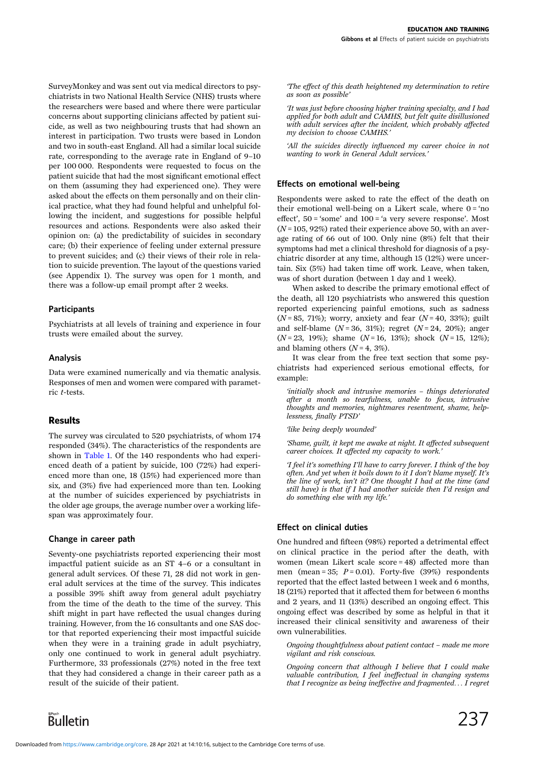SurveyMonkey and was sent out via medical directors to psychiatrists in two National Health Service (NHS) trusts where the researchers were based and where there were particular concerns about supporting clinicians affected by patient suicide, as well as two neighbouring trusts that had shown an interest in participation. Two trusts were based in London and two in south-east England. All had a similar local suicide rate, corresponding to the average rate in England of 9–10 per 100 000. Respondents were requested to focus on the patient suicide that had the most significant emotional effect on them (assuming they had experienced one). They were asked about the effects on them personally and on their clinical practice, what they had found helpful and unhelpful following the incident, and suggestions for possible helpful resources and actions. Respondents were also asked their opinion on: (a) the predictability of suicides in secondary care; (b) their experience of feeling under external pressure to prevent suicides; and (c) their views of their role in relation to suicide prevention. The layout of the questions varied (see Appendix 1). The survey was open for 1 month, and there was a follow-up email prompt after 2 weeks.

### Participants

Psychiatrists at all levels of training and experience in four trusts were emailed about the survey.

### Analysis

Data were examined numerically and via thematic analysis. Responses of men and women were compared with parametric *t*-tests.

## Results

The survey was circulated to 520 psychiatrists, of whom 174 responded (34%). The characteristics of the respondents are shown in Table 1. Of the 140 respondents who had experienced death of a patient by suicide, 100 (72%) had experienced more than one, 18 (15%) had experienced more than six, and (3%) five had experienced more than ten. Looking at the number of suicides experienced by psychiatrists in the older age groups, the average number over a working lifespan was approximately four.

### Change in career path

Seventy-one psychiatrists reported experiencing their most impactful patient suicide as an ST 4–6 or a consultant in general adult services. Of these 71, 28 did not work in general adult services at the time of the survey. This indicates a possible 39% shift away from general adult psychiatry from the time of the death to the time of the survey. This shift might in part have reflected the usual changes during training. However, from the 16 consultants and one SAS doctor that reported experiencing their most impactful suicide when they were in a training grade in adult psychiatry, only one continued to work in general adult psychiatry. Furthermore, 33 professionals (27%) noted in the free text that they had considered a change in their career path as a result of the suicide of their patient.

*'The effect of this death heightened my determination to retire as soon as possible'*

*'It was just before choosing higher training specialty, and I had applied for both adult and CAMHS, but felt quite disillusioned with adult services after the incident, which probably affected my decision to choose CAMHS.'*

*'All the suicides directly influenced my career choice in not wanting to work in General Adult services.'*

### Effects on emotional well-being

Respondents were asked to rate the effect of the death on their emotional well-being on a Likert scale, where 0 = 'no effect', 50 = 'some' and 100 = 'a very severe response'. Most ($N$ = 105, 92%) rated their experience above 50, with an average rating of 66 out of 100. Only nine (8%) felt that their symptoms had met a clinical threshold for diagnosis of a psychiatric disorder at any time, although 15 (12%) were uncertain. Six (5%) had taken time off work. Leave, when taken, was of short duration (between 1 day and 1 week).

When asked to describe the primary emotional effect of the death, all 120 psychiatrists who answered this question reported experiencing painful emotions, such as sadness ($N$ = 85, 71%); worry, anxiety and fear ($N$ = 40, 33%); guilt and self-blame ($N$ = 36, 31%); regret ($N$ = 24, 20%); anger ($N$ = 23, 19%); shame ($N$ = 16, 13%); shock ($N$ = 15, 12%); and blaming others ($N$ = 4, 3%).

It was clear from the free text section that some psychiatrists had experienced serious emotional effects, for example:

*'initially shock and intrusive memories – things deteriorated after a month so tearfulness, unable to focus, intrusive thoughts and memories, nightmares resentment, shame, helplessness, finally PTSD'*

*'like being deeply wounded'*

*'Shame, guilt, it kept me awake at night. It affected subsequent career choices. It affected my capacity to work.'*

*'I feel it's something I'll have to carry forever. I think of the boy often. And yet when it boils down to it I don't blame myself. It's the line of work, isn't it? One thought I had at the time (and still have) is that if I had another suicide then I'd resign and do something else with my life.'*

### Effect on clinical duties

One hundred and fifteen (98%) reported a detrimental effect on clinical practice in the period after the death, with women (mean Likert scale score = 48) affected more than men (mean = 35; $P = 0.01$). Forty-five (39%) respondents reported that the effect lasted between 1 week and 6 months, 18 (21%) reported that it affected them for between 6 months and 2 years, and 11 (13%) described an ongoing effect. This ongoing effect was described by some as helpful in that it increased their clinical sensitivity and awareness of their own vulnerabilities.

*Ongoing thoughtfulness about patient contact – made me more vigilant and risk conscious.*

*Ongoing concern that although I believe that I could make valuable contribution, I feel ineffectual in changing systems that I recognize as being ineffective and fragmented… I regret*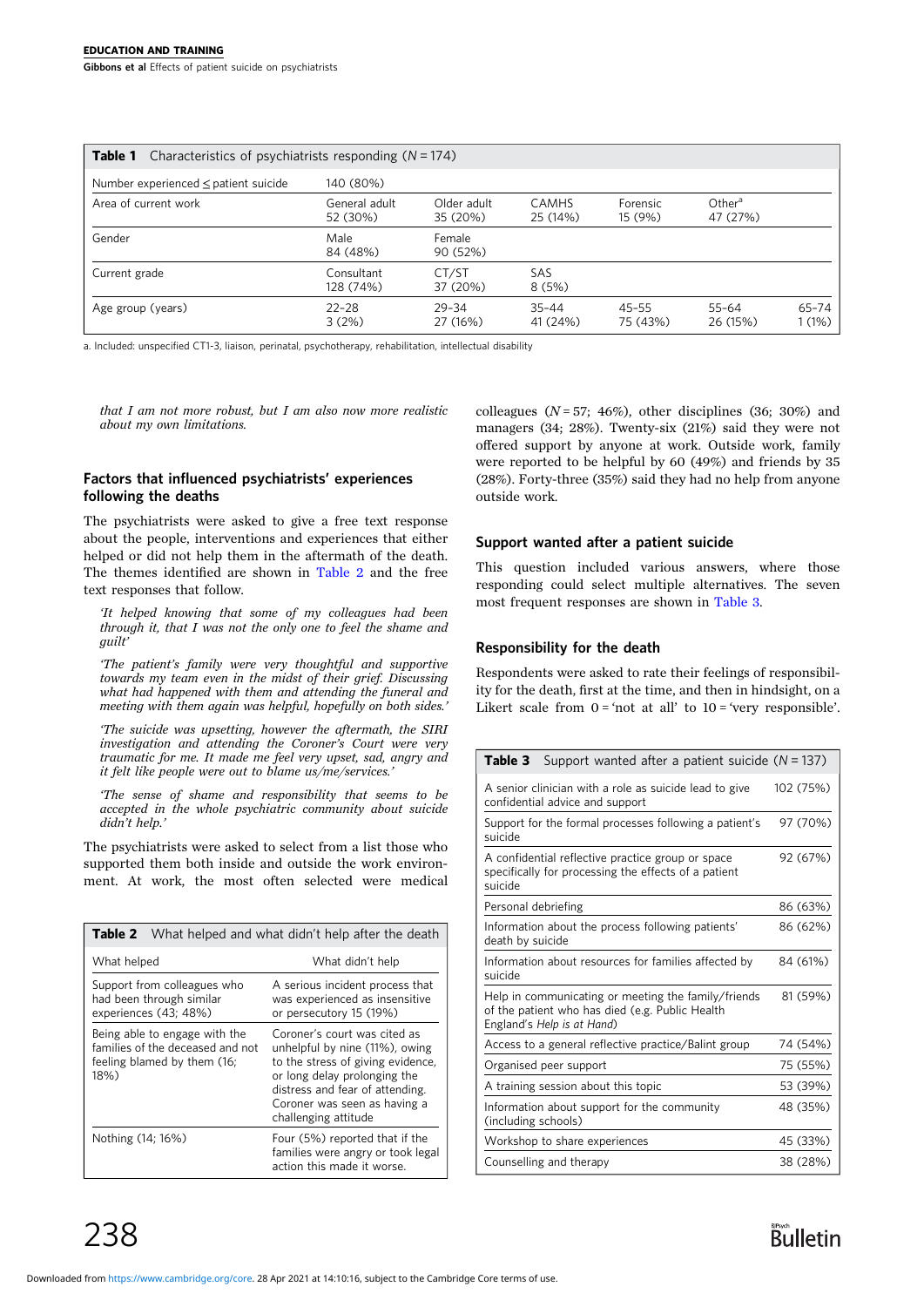**Table 1** Characteristics of psychiatrists responding ($N = 174$)

| | | | | | | |
|---|---|---|---|---|---|---|
| Number experienced ≤ patient suicide | 140 (80%) | | | | | |
| Area of current work | General adult 52 (30%) | Older adult 35 (20%) | CAMHS 25 (14%) | Forensic 15 (9%) | Other[a] 47 (27%) | |
| Gender | Male 84 (48%) | Female 90 (52%) | | | | |
| Current grade | Consultant 128 (74%) | CT/ST 37 (20%) | SAS 8 (5%) | | | |
| Age group (years) | 22–28 3 (2%) | 29–34 27 (16%) | 35–44 41 (24%) | 45–55 75 (43%) | 55–64 26 (15%) | 65–74 1 (1%) |

a. Included: unspecified CT1-3, liaison, perinatal, psychotherapy, rehabilitation, intellectual disability

*that I am not more robust, but I am also now more realistic about my own limitations.*

### Factors that influenced psychiatrists' experiences following the deaths

The psychiatrists were asked to give a free text response about the people, interventions and experiences that either helped or did not help them in the aftermath of the death. The themes identified are shown in Table 2 and the free text responses that follow.

> *'It helped knowing that some of my colleagues had been through it, that I was not the only one to feel the shame and guilt'*

> *'The patient's family were very thoughtful and supportive towards my team even in the midst of their grief. Discussing what had happened with them and attending the funeral and meeting with them again was helpful, hopefully on both sides.'*

> *'The suicide was upsetting, however the aftermath, the SIRI investigation and attending the Coroner's Court were very traumatic for me. It made me feel very upset, sad, angry and it felt like people were out to blame us/me/services.'*

> *'The sense of shame and responsibility that seems to be accepted in the whole psychiatric community about suicide didn't help.'*

The psychiatrists were asked to select from a list those who supported them both inside and outside the work environment. At work, the most often selected were medical colleagues ($N = 57$; 46%), other disciplines (36; 30%) and managers (34; 28%). Twenty-six (21%) said they were not offered support by anyone at work. Outside work, family were reported to be helpful by 60 (49%) and friends by 35 (28%). Forty-three (35%) said they had no help from anyone outside work.

**Table 2** What helped and what didn't help after the death

| What helped | What didn't help |
|---|---|
| Support from colleagues who had been through similar experiences (43; 48%) | A serious incident process that was experienced as insensitive or persecutory 15 (19%) |
| Being able to engage with the families of the deceased and not feeling blamed by them (16; 18%) | Coroner's court was cited as unhelpful by nine (11%), owing to the stress of giving evidence, or long delay prolonging the distress and fear of attending. Coroner was seen as having a challenging attitude |
| Nothing (14; 16%) | Four (5%) reported that if the families were angry or took legal action this made it worse. |

### Support wanted after a patient suicide

This question included various answers, where those responding could select multiple alternatives. The seven most frequent responses are shown in Table 3.

### Responsibility for the death

Respondents were asked to rate their feelings of responsibility for the death, first at the time, and then in hindsight, on a Likert scale from 0 = 'not at all' to 10 = 'very responsible'.

**Table 3** Support wanted after a patient suicide ($N = 137$)

| Support | n (%) |
|---|---|
| A senior clinician with a role as suicide lead to give confidential advice and support | 102 (75%) |
| Support for the formal processes following a patient's suicide | 97 (70%) |
| A confidential reflective practice group or space specifically for processing the effects of a patient suicide | 92 (67%) |
| Personal debriefing | 86 (63%) |
| Information about the process following patients' death by suicide | 86 (62%) |
| Information about resources for families affected by suicide | 84 (61%) |
| Help in communicating or meeting the family/friends of the patient who has died (e.g. Public Health England's *Help is at Hand*) | 81 (59%) |
| Access to a general reflective practice/Balint group | 74 (54%) |
| Organised peer support | 75 (55%) |
| A training session about this topic | 53 (39%) |
| Information about support for the community (including schools) | 48 (35%) |
| Workshop to share experiences | 45 (33%) |
| Counselling and therapy | 38 (28%) |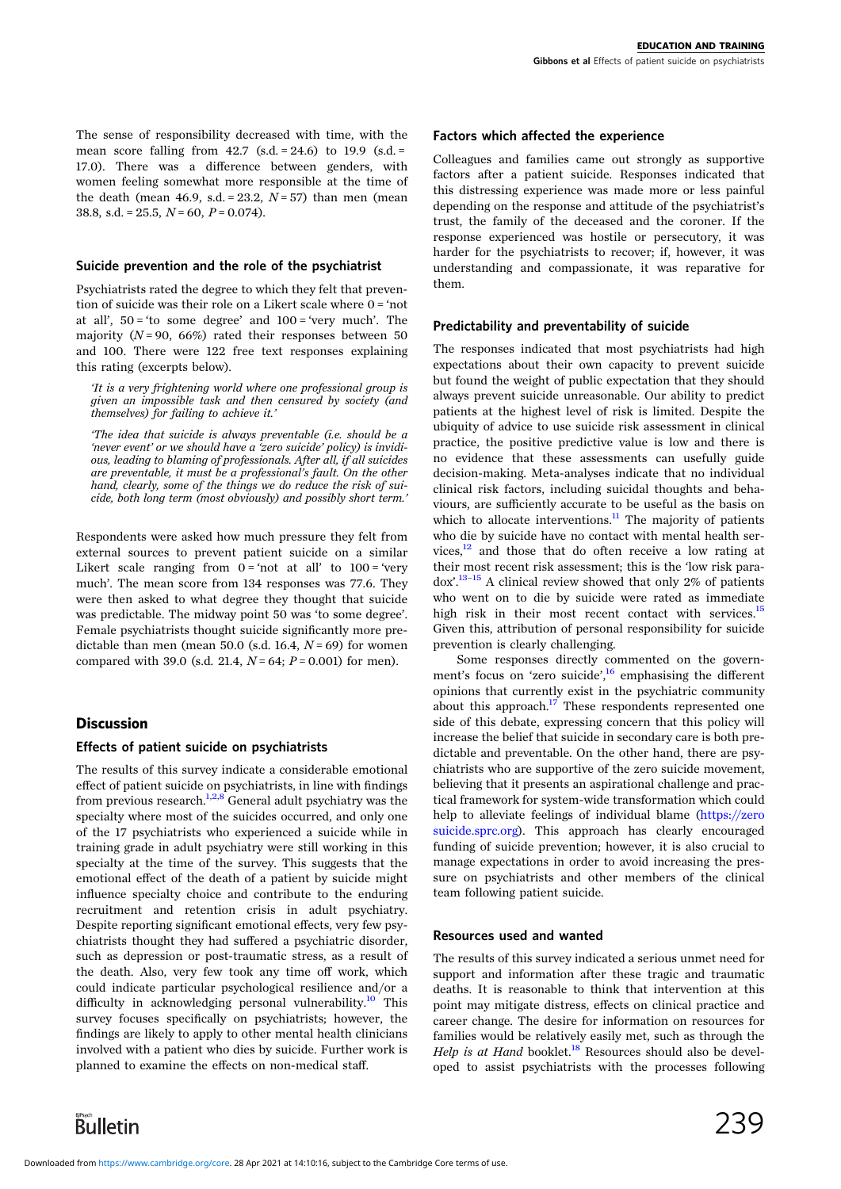The sense of responsibility decreased with time, with the mean score falling from 42.7 (s.d. = 24.6) to 19.9 (s.d. = 17.0). There was a difference between genders, with women feeling somewhat more responsible at the time of the death (mean 46.9, s.d. = 23.2, $N = 57$) than men (mean 38.8, s.d. = 25.5, $N = 60$, $P = 0.074$).

### Suicide prevention and the role of the psychiatrist

Psychiatrists rated the degree to which they felt that prevention of suicide was their role on a Likert scale where 0 = 'not at all', 50 = 'to some degree' and 100 = 'very much'. The majority ($N = 90$, 66%) rated their responses between 50 and 100. There were 122 free text responses explaining this rating (excerpts below).

> *'It is a very frightening world where one professional group is given an impossible task and then censured by society (and themselves) for failing to achieve it.'*

> *'The idea that suicide is always preventable (i.e. should be a 'never event' or we should have a 'zero suicide' policy) is invidious, leading to blaming of professionals. After all, if all suicides are preventable, it must be a professional's fault. On the other hand, clearly, some of the things we do reduce the risk of suicide, both long term (most obviously) and possibly short term.'*

Respondents were asked how much pressure they felt from external sources to prevent patient suicide on a similar Likert scale ranging from 0 = 'not at all' to 100 = 'very much'. The mean score from 134 responses was 77.6. They were then asked to what degree they thought that suicide was predictable. The midway point 50 was 'to some degree'. Female psychiatrists thought suicide significantly more predictable than men (mean 50.0 (s.d. 16.4, $N = 69$) for women compared with 39.0 (s.d. 21.4, $N = 64$; $P = 0.001$) for men).

## Discussion

### Effects of patient suicide on psychiatrists

The results of this survey indicate a considerable emotional effect of patient suicide on psychiatrists, in line with findings from previous research.[1,2,8] General adult psychiatry was the specialty where most of the suicides occurred, and only one of the 17 psychiatrists who experienced a suicide while in training grade in adult psychiatry were still working in this specialty at the time of the survey. This suggests that the emotional effect of the death of a patient by suicide might influence specialty choice and contribute to the enduring recruitment and retention crisis in adult psychiatry. Despite reporting significant emotional effects, very few psychiatrists thought they had suffered a psychiatric disorder, such as depression or post-traumatic stress, as a result of the death. Also, very few took any time off work, which could indicate particular psychological resilience and/or a difficulty in acknowledging personal vulnerability.[10] This survey focuses specifically on psychiatrists; however, the findings are likely to apply to other mental health clinicians involved with a patient who dies by suicide. Further work is planned to examine the effects on non-medical staff.

### Factors which affected the experience

Colleagues and families came out strongly as supportive factors after a patient suicide. Responses indicated that this distressing experience was made more or less painful depending on the response and attitude of the psychiatrist's trust, the family of the deceased and the coroner. If the response experienced was hostile or persecutory, it was harder for the psychiatrists to recover; if, however, it was understanding and compassionate, it was reparative for them.

### Predictability and preventability of suicide

The responses indicated that most psychiatrists had high expectations about their own capacity to prevent suicide but found the weight of public expectation that they should always prevent suicide unreasonable. Our ability to predict patients at the highest level of risk is limited. Despite the ubiquity of advice to use suicide risk assessment in clinical practice, the positive predictive value is low and there is no evidence that these assessments can usefully guide decision-making. Meta-analyses indicate that no individual clinical risk factors, including suicidal thoughts and behaviours, are sufficiently accurate to be useful as the basis on which to allocate interventions.[11] The majority of patients who die by suicide have no contact with mental health services,[12] and those that do often receive a low rating at their most recent risk assessment; this is the 'low risk paradox'.[13–15] A clinical review showed that only 2% of patients who went on to die by suicide were rated as immediate high risk in their most recent contact with services.[15] Given this, attribution of personal responsibility for suicide prevention is clearly challenging.

Some responses directly commented on the government's focus on 'zero suicide',[16] emphasising the different opinions that currently exist in the psychiatric community about this approach.[17] These respondents represented one side of this debate, expressing concern that this policy will increase the belief that suicide in secondary care is both predictable and preventable. On the other hand, there are psychiatrists who are supportive of the zero suicide movement, believing that it presents an aspirational challenge and practical framework for system-wide transformation which could help to alleviate feelings of individual blame (https://zerosuicide.sprc.org). This approach has clearly encouraged funding of suicide prevention; however, it is also crucial to manage expectations in order to avoid increasing the pressure on psychiatrists and other members of the clinical team following patient suicide.

### Resources used and wanted

The results of this survey indicated a serious unmet need for support and information after these tragic and traumatic deaths. It is reasonable to think that intervention at this point may mitigate distress, effects on clinical practice and career change. The desire for information on resources for families would be relatively easily met, such as through the *Help is at Hand* booklet.[18] Resources should also be developed to assist psychiatrists with the processes following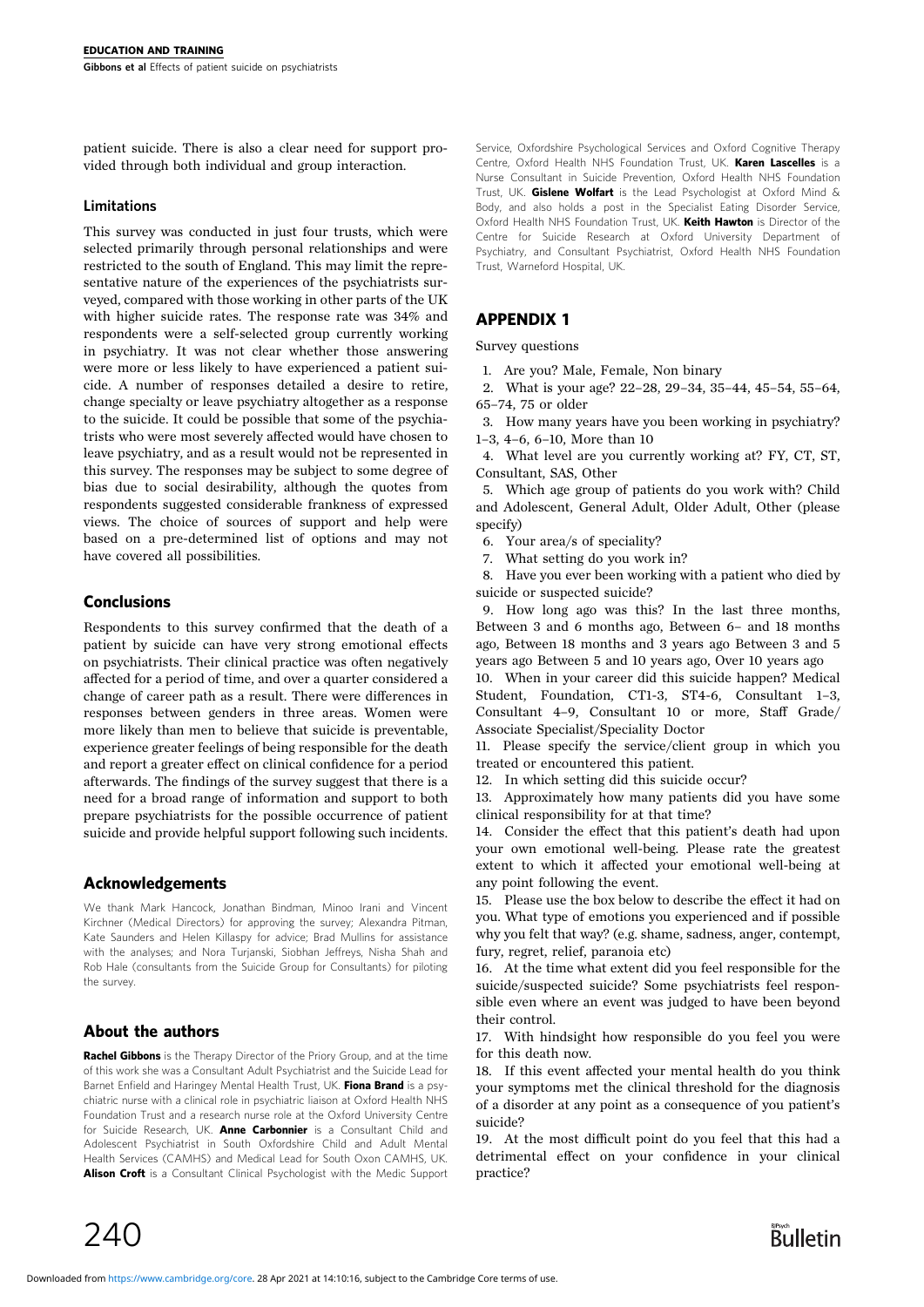patient suicide. There is also a clear need for support provided through both individual and group interaction.

### Limitations

This survey was conducted in just four trusts, which were selected primarily through personal relationships and were restricted to the south of England. This may limit the representative nature of the experiences of the psychiatrists surveyed, compared with those working in other parts of the UK with higher suicide rates. The response rate was 34% and respondents were a self-selected group currently working in psychiatry. It was not clear whether those answering were more or less likely to have experienced a patient suicide. A number of responses detailed a desire to retire, change specialty or leave psychiatry altogether as a response to the suicide. It could be possible that some of the psychiatrists who were most severely affected would have chosen to leave psychiatry, and as a result would not be represented in this survey. The responses may be subject to some degree of bias due to social desirability, although the quotes from respondents suggested considerable frankness of expressed views. The choice of sources of support and help were based on a pre-determined list of options and may not have covered all possibilities.

### Conclusions

Respondents to this survey confirmed that the death of a patient by suicide can have very strong emotional effects on psychiatrists. Their clinical practice was often negatively affected for a period of time, and over a quarter considered a change of career path as a result. There were differences in responses between genders in three areas. Women were more likely than men to believe that suicide is preventable, experience greater feelings of being responsible for the death and report a greater effect on clinical confidence for a period afterwards. The findings of the survey suggest that there is a need for a broad range of information and support to both prepare psychiatrists for the possible occurrence of patient suicide and provide helpful support following such incidents.

### Acknowledgements

We thank Mark Hancock, Jonathan Bindman, Minoo Irani and Vincent Kirchner (Medical Directors) for approving the survey; Alexandra Pitman, Kate Saunders and Helen Killaspy for advice; Brad Mullins for assistance with the analyses; and Nora Turjanski, Siobhan Jeffreys, Nisha Shah and Rob Hale (consultants from the Suicide Group for Consultants) for piloting the survey.

### About the authors

**Rachel Gibbons** is the Therapy Director of the Priory Group, and at the time of this work she was a Consultant Adult Psychiatrist and the Suicide Lead for Barnet Enfield and Haringey Mental Health Trust, UK. **Fiona Brand** is a psychiatric nurse with a clinical role in psychiatric liaison at Oxford Health NHS Foundation Trust and a research nurse role at the Oxford University Centre for Suicide Research, UK. **Anne Carbonnier** is a Consultant Child and Adolescent Psychiatrist in South Oxfordshire Child and Adult Mental Health Services (CAMHS) and Medical Lead for South Oxon CAMHS, UK. **Alison Croft** is a Consultant Clinical Psychologist with the Medic Support Service, Oxfordshire Psychological Services and Oxford Cognitive Therapy Centre, Oxford Health NHS Foundation Trust, UK. **Karen Lascelles** is a Nurse Consultant in Suicide Prevention, Oxford Health NHS Foundation Trust, UK. **Gislene Wolfart** is the Lead Psychologist at Oxford Mind & Body, and also holds a post in the Specialist Eating Disorder Service, Oxford Health NHS Foundation Trust, UK. **Keith Hawton** is Director of the Centre for Suicide Research at Oxford University Department of Psychiatry, and Consultant Psychiatrist, Oxford Health NHS Foundation Trust, Warneford Hospital, UK.

## APPENDIX 1

Survey questions

1. Are you? Male, Female, Non binary
2. What is your age? 22–28, 29–34, 35–44, 45–54, 55–64, 65–74, 75 or older
3. How many years have you been working in psychiatry? 1–3, 4–6, 6–10, More than 10
4. What level are you currently working at? FY, CT, ST, Consultant, SAS, Other
5. Which age group of patients do you work with? Child and Adolescent, General Adult, Older Adult, Other (please specify)
6. Your area/s of speciality?
7. What setting do you work in?
8. Have you ever been working with a patient who died by suicide or suspected suicide?
9. How long ago was this? In the last three months, Between 3 and 6 months ago, Between 6– and 18 months ago, Between 18 months and 3 years ago Between 3 and 5 years ago Between 5 and 10 years ago, Over 10 years ago
10. When in your career did this suicide happen? Medical Student, Foundation, CT1-3, ST4-6, Consultant 1–3, Consultant 4–9, Consultant 10 or more, Staff Grade/ Associate Specialist/Speciality Doctor
11. Please specify the service/client group in which you treated or encountered this patient.
12. In which setting did this suicide occur?
13. Approximately how many patients did you have some clinical responsibility for at that time?
14. Consider the effect that this patient's death had upon your own emotional well-being. Please rate the greatest extent to which it affected your emotional well-being at any point following the event.
15. Please use the box below to describe the effect it had on you. What type of emotions you experienced and if possible why you felt that way? (e.g. shame, sadness, anger, contempt, fury, regret, relief, paranoia etc)
16. At the time what extent did you feel responsible for the suicide/suspected suicide? Some psychiatrists feel responsible even where an event was judged to have been beyond their control.
17. With hindsight how responsible do you feel you were for this death now.
18. If this event affected your mental health do you think your symptoms met the clinical threshold for the diagnosis of a disorder at any point as a consequence of you patient's suicide?
19. At the most difficult point do you feel that this had a detrimental effect on your confidence in your clinical practice?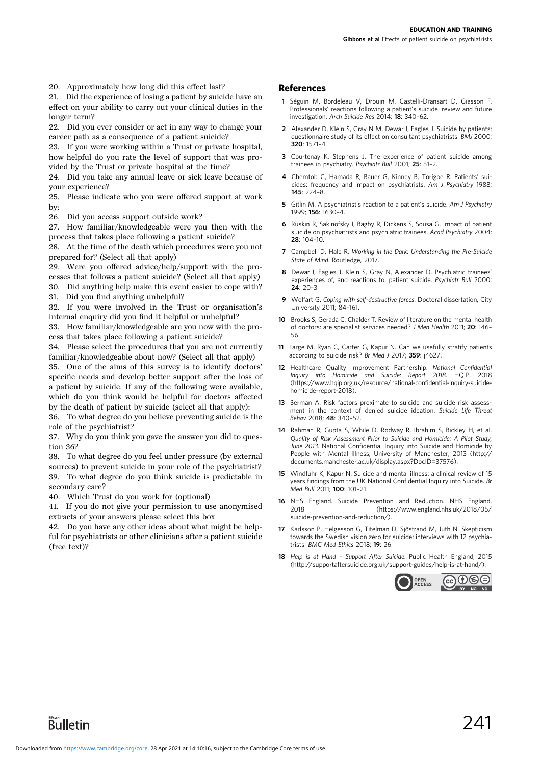20. Approximately how long did this effect last?

21. Did the experience of losing a patient by suicide have an effect on your ability to carry out your clinical duties in the longer term?

22. Did you ever consider or act in any way to change your career path as a consequence of a patient suicide?

23. If you were working within a Trust or private hospital, how helpful do you rate the level of support that was provided by the Trust or private hospital at the time?

24. Did you take any annual leave or sick leave because of your experience?

25. Please indicate who you were offered support at work by:

26. Did you access support outside work?

27. How familiar/knowledgeable were you then with the process that takes place following a patient suicide?

28. At the time of the death which procedures were you not prepared for? (Select all that apply)

29. Were you offered advice/help/support with the processes that follows a patient suicide? (Select all that apply)

30. Did anything help make this event easier to cope with?

31. Did you find anything unhelpful?

32. If you were involved in the Trust or organisation's internal enquiry did you find it helpful or unhelpful?

33. How familiar/knowledgeable are you now with the process that takes place following a patient suicide?

34. Please select the procedures that you are not currently familiar/knowledgeable about now? (Select all that apply)

35. One of the aims of this survey is to identify doctors' specific needs and develop better support after the loss of a patient by suicide. If any of the following were available, which do you think would be helpful for doctors affected by the death of patient by suicide (select all that apply):

36. To what degree do you believe preventing suicide is the role of the psychiatrist?

37. Why do you think you gave the answer you did to question 36?

38. To what degree do you feel under pressure (by external sources) to prevent suicide in your role of the psychiatrist?

39. To what degree do you think suicide is predictable in secondary care?

40. Which Trust do you work for (optional)

41. If you do not give your permission to use anonymised extracts of your answers please select this box

42. Do you have any other ideas about what might be helpful for psychiatrists or other clinicians after a patient suicide (free text)?

## References

1. Séguin M, Bordeleau V, Drouin M, Castelli-Dransart D, Giasson F. Professionals' reactions following a patient's suicide: review and future investigation. *Arch Suicide Res* 2014; **18**: 340–62.
2. Alexander D, Klein S, Gray N M, Dewar I, Eagles J. Suicide by patients: questionnaire study of its effect on consultant psychiatrists. *BMJ* 2000; **320**: 1571–4.
3. Courtenay K, Stephens J. The experience of patient suicide among trainees in psychiatry. *Psychiatr Bull* 2001; **25**: 51–2.
4. Chemtob C, Hamada R, Bauer G, Kinney B, Torigoe R. Patients' suicides: frequency and impact on psychiatrists. *Am J Psychiatry* 1988; **145**: 224–8.
5. Gitlin M. A psychiatrist's reaction to a patient's suicide. *Am J Psychiatry* 1999; **156**: 1630–4.
6. Ruskin R, Sakinofsky I, Bagby R, Dickens S, Sousa G. Impact of patient suicide on psychiatrists and psychiatric trainees. *Acad Psychiatry* 2004; **28**: 104–10.
7. Campbell D, Hale R. *Working in the Dark: Understanding the Pre-Suicide State of Mind*. Routledge, 2017.
8. Dewar I, Eagles J, Klein S, Gray N, Alexander D. Psychiatric trainees' experiences of, and reactions to, patient suicide. *Psychiatr Bull* 2000; **24**: 20–3.
9. Wolfart G. *Coping with self-destructive forces*. Doctoral dissertation, City University 2011; 84–161.
10. Brooks S, Gerada C, Chalder T. Review of literature on the mental health of doctors: are specialist services needed? *J Men Health* 2011; **20**: 146–56.
11. Large M, Ryan C, Carter G, Kapur N. Can we usefully stratify patients according to suicide risk? *Br Med J* 2017; **359**: j4627.
12. Healthcare Quality Improvement Partnership. *National Confidential Inquiry into Homicide and Suicide: Report 2018*. HQIP, 2018 (https://www.hqip.org.uk/resource/national-confidential-inquiry-suicide-homicide-report-2018).
13. Berman A. Risk factors proximate to suicide and suicide risk assessment in the context of denied suicide ideation. *Suicide Life Threat Behav* 2018; **48**: 340–52.
14. Rahman R, Gupta S, While D, Rodway R, Ibrahim S, Bickley H, et al. *Quality of Risk Assessment Prior to Suicide and Homicide: A Pilot Study, June 2013*. National Confidential Inquiry into Suicide and Homicide by People with Mental Illness, University of Manchester, 2013 (http://documents.manchester.ac.uk/display.aspx?DocID=37576).
15. Windfuhr K, Kapur N. Suicide and mental illness: a clinical review of 15 years findings from the UK National Confidential Inquiry into Suicide. *Br Med Bull* 2011; **100**: 101–21.
16. NHS England. Suicide Prevention and Reduction. NHS England, 2018 (https://www.england.nhs.uk/2018/05/suicide-prevention-and-reduction/).
17. Karlsson P, Helgesson G, Titelman D, Sjöstrand M, Juth N. Skepticism towards the Swedish vision zero for suicide: interviews with 12 psychiatrists. *BMC Med Ethics* 2018; **19**: 26.
18. *Help is at Hand – Support After Suicide*. Public Health England, 2015 (http://supportaftersuicide.org.uk/support-guides/help-is-at-hand/).